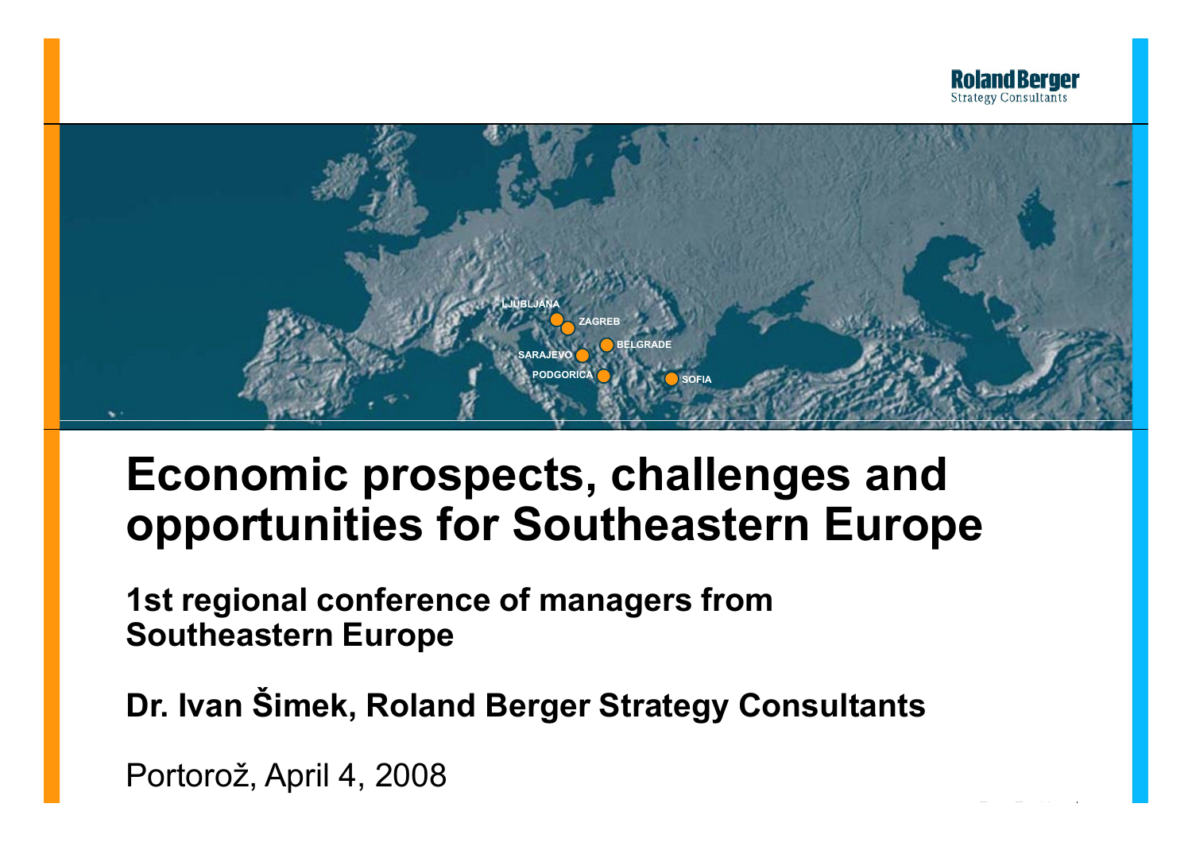# Economic prospects, challenges and opportunities for Southeastern Europe

**1st regional conference of managers from Southeastern Europe**

**Dr. Ivan Šimek, Roland Berger Strategy Consultants**

Portorož, April 4, 2008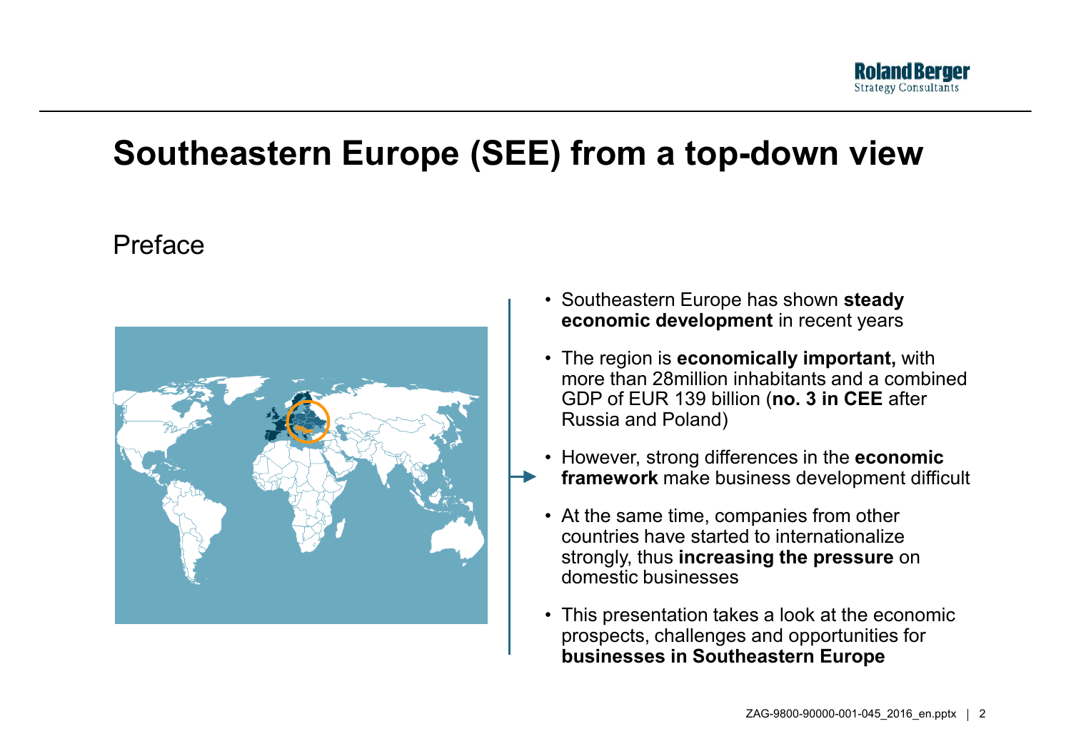# Southeastern Europe (SEE) from a top-down view

## Preface

- Southeastern Europe has shown **steady economic development** in recent years
- The region is **economically important,** with more than 28million inhabitants and a combined GDP of EUR 139 billion (**no. 3 in CEE** after Russia and Poland)
- However, strong differences in the **economic framework** make business development difficult
- At the same time, companies from other countries have started to internationalize strongly, thus **increasing the pressure** on domestic businesses
- This presentation takes a look at the economic prospects, challenges and opportunities for **businesses in Southeastern Europe**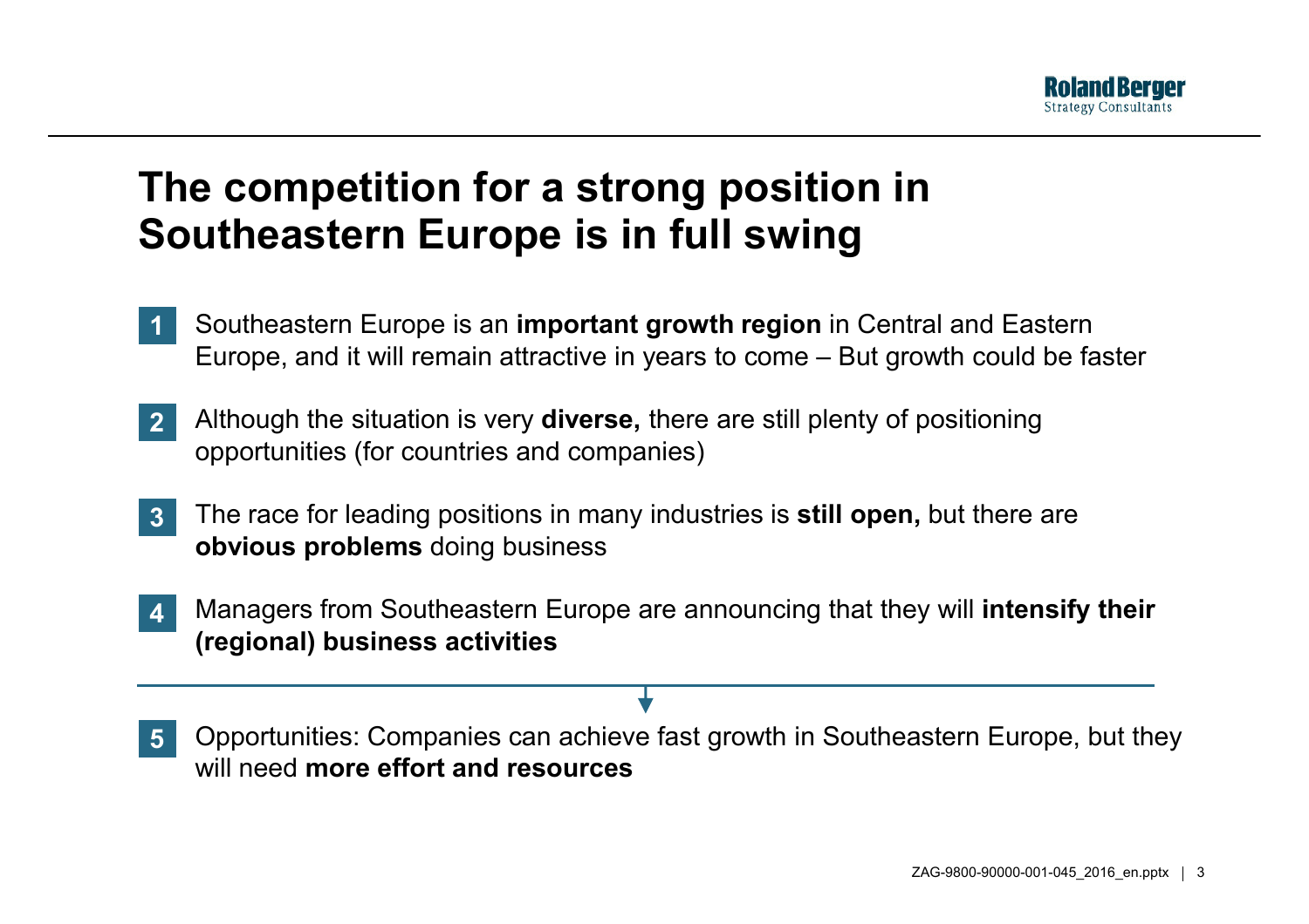# The competition for a strong position in Southeastern Europe is in full swing

1. Southeastern Europe is an **important growth region** in Central and Eastern Europe, and it will remain attractive in years to come – But growth could be faster

2. Although the situation is very **diverse,** there are still plenty of positioning opportunities (for countries and companies)

3. The race for leading positions in many industries is **still open,** but there are **obvious problems** doing business

4. Managers from Southeastern Europe are announcing that they will **intensify their (regional) business activities**

---

5. Opportunities: Companies can achieve fast growth in Southeastern Europe, but they will need **more effort and resources**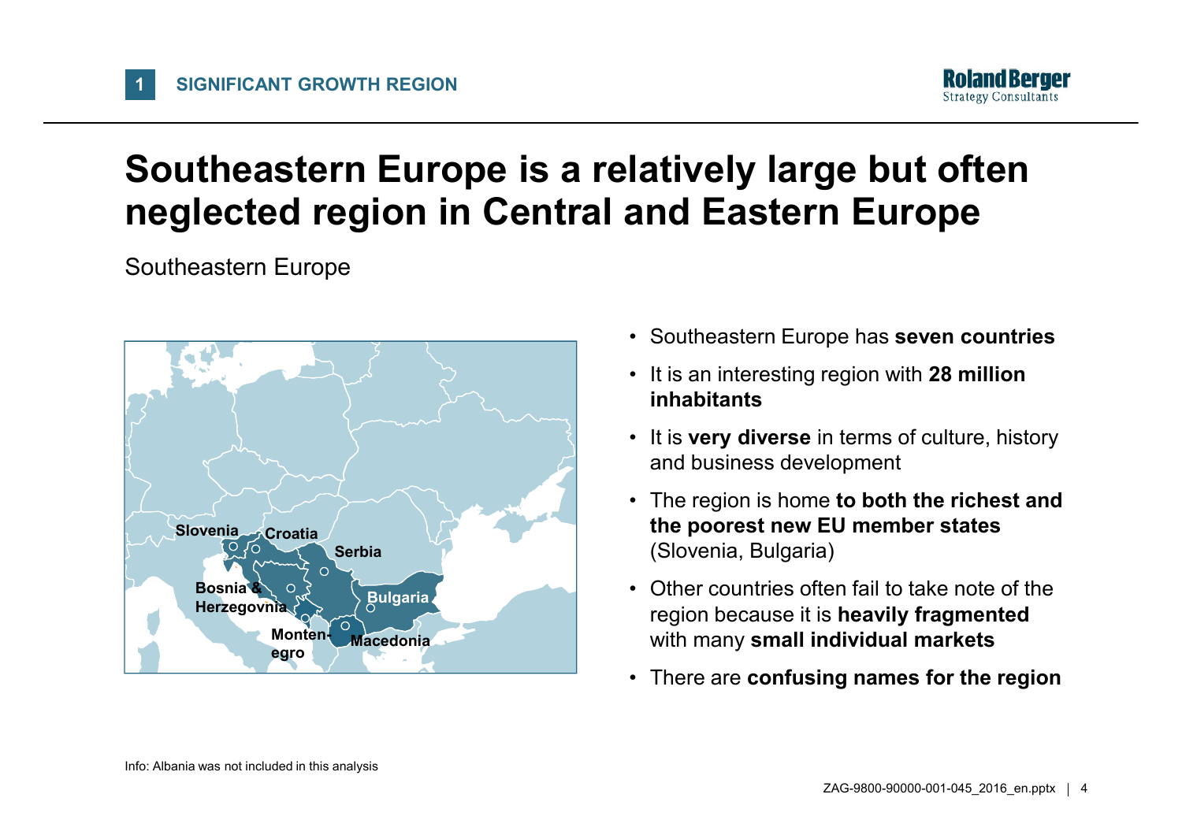1 SIGNIFICANT GROWTH REGION

# Southeastern Europe is a relatively large but often neglected region in Central and Eastern Europe

Southeastern Europe

Slovenia, Croatia, Serbia, Bosnia & Herzegovnia, Bulgaria, Monten-egro, Macedonia

- Southeastern Europe has **seven countries**
- It is an interesting region with **28 million inhabitants**
- It is **very diverse** in terms of culture, history and business development
- The region is home **to both the richest and the poorest new EU member states** (Slovenia, Bulgaria)
- Other countries often fail to take note of the region because it is **heavily fragmented** with many **small individual markets**
- There are **confusing names for the region**

Info: Albania was not included in this analysis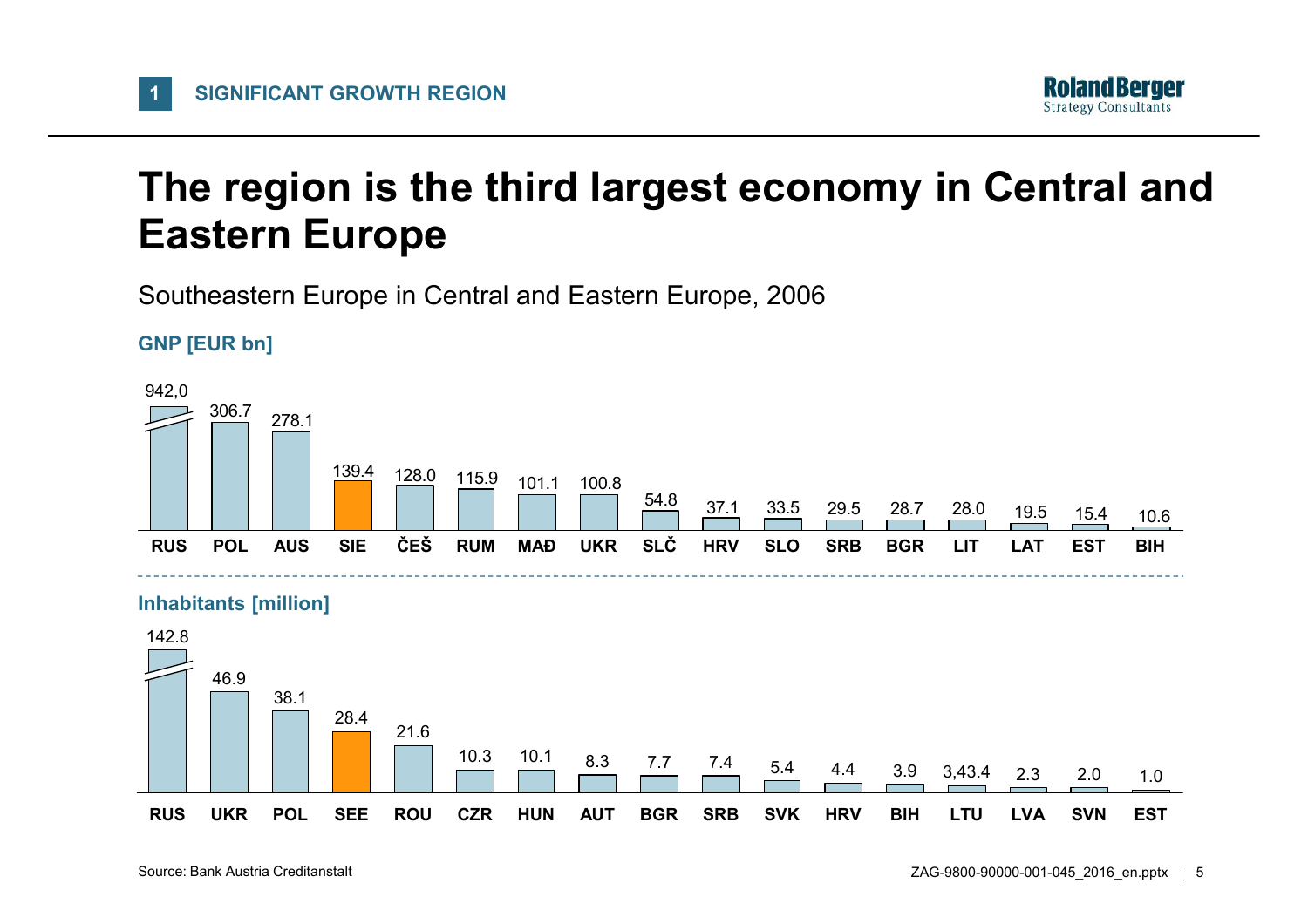1 **SIGNIFICANT GROWTH REGION**

# The region is the third largest economy in Central and Eastern Europe

Southeastern Europe in Central and Eastern Europe, 2006

**GNP [EUR bn]**

| RUS | POL | AUS | SIE | ČEŠ | RUM | MAĐ | UKR | SLČ | HRV | SLO | SRB | BGR | LIT | LAT | EST | BIH |
|---|---|---|---|---|---|---|---|---|---|---|---|---|---|---|---|---|
| 942,0 | 306.7 | 278.1 | 139.4 | 128.0 | 115.9 | 101.1 | 100.8 | 54.8 | 37.1 | 33.5 | 29.5 | 28.7 | 28.0 | 19.5 | 15.4 | 10.6 |

**Inhabitants [million]**

| RUS | UKR | POL | SEE | ROU | CZR | HUN | AUT | BGR | SRB | SVK | HRV | BIH | LTU | LVA | SVN | EST |
|---|---|---|---|---|---|---|---|---|---|---|---|---|---|---|---|---|
| 142.8 | 46.9 | 38.1 | 28.4 | 21.6 | 10.3 | 10.1 | 8.3 | 7.7 | 7.4 | 5.4 | 4.4 | 3.9 | 3,43.4 | 2.3 | 2.0 | 1.0 |

Source: Bank Austria Creditanstalt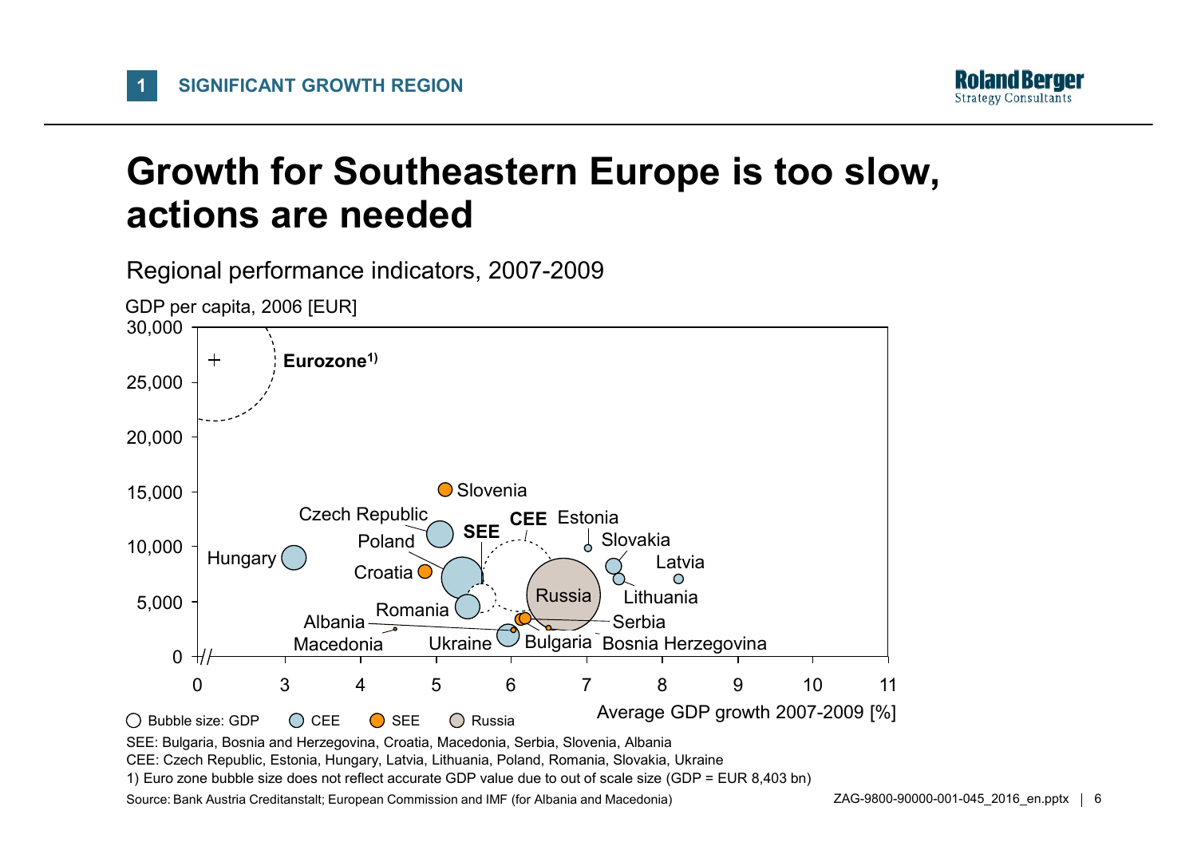**1 SIGNIFICANT GROWTH REGION**

# Growth for Southeastern Europe is too slow, actions are needed

Regional performance indicators, 2007-2009

GDP per capita, 2006 [EUR]

Eurozone[1)]

Slovenia, Czech Republic, SEE, CEE, Estonia, Slovakia, Poland, Hungary, Latvia, Croatia, Russia, Lithuania, Romania, Albania, Serbia, Macedonia, Ukraine, Bulgaria, Bosnia Herzegovina

Average GDP growth 2007-2009 [%]

○ Bubble size: GDP ● CEE ● SEE ● Russia

SEE: Bulgaria, Bosnia and Herzegovina, Croatia, Macedonia, Serbia, Slovenia, Albania

CEE: Czech Republic, Estonia, Hungary, Latvia, Lithuania, Poland, Romania, Slovakia, Ukraine

1) Euro zone bubble size does not reflect accurate GDP value due to out of scale size (GDP = EUR 8,403 bn)

Source: Bank Austria Creditanstalt; European Commission and IMF (for Albania and Macedonia)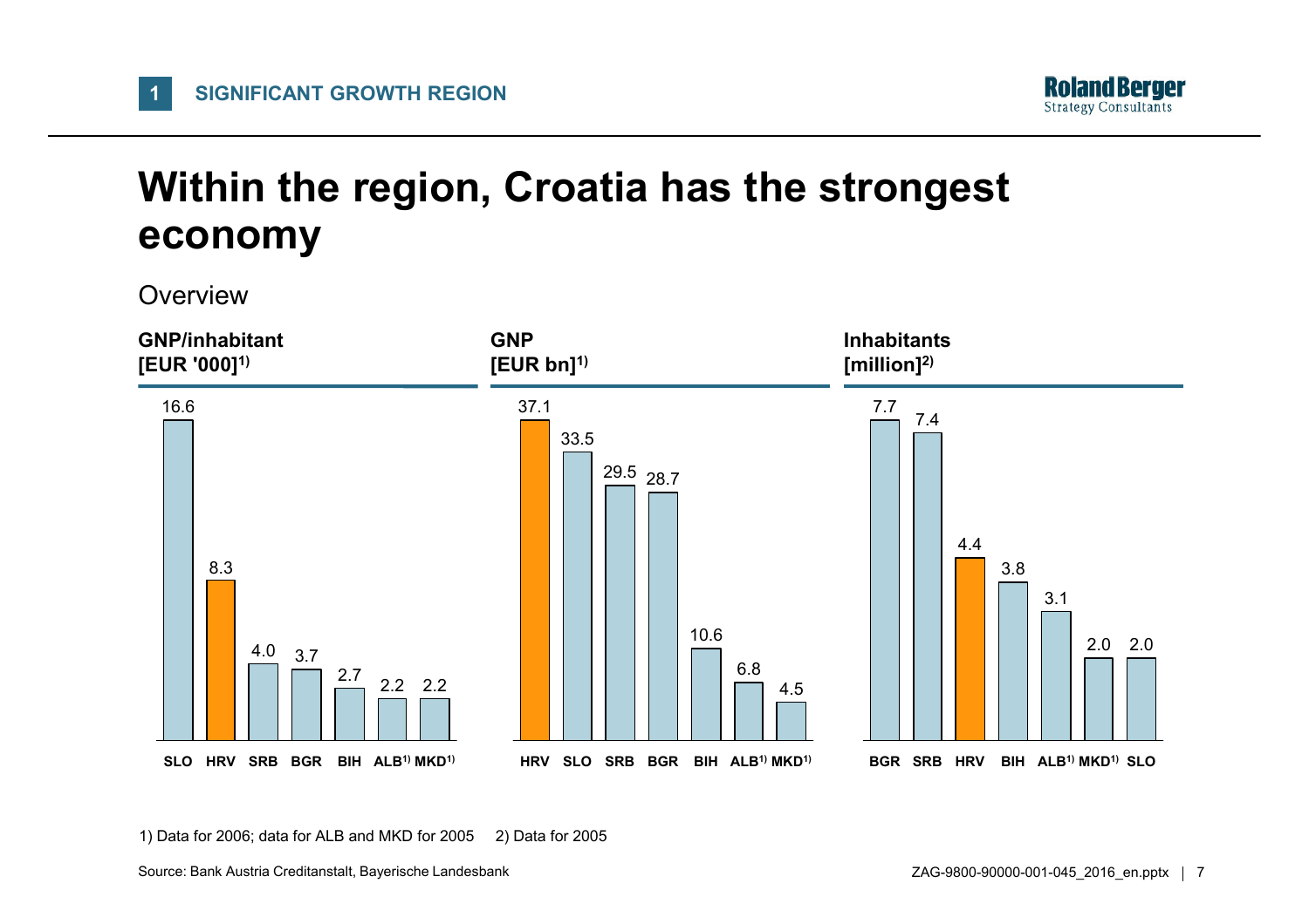# Within the region, Croatia has the strongest economy

Overview

**GNP/inhabitant [EUR '000][1)]**

| SLO | HRV | SRB | BGR | BIH | ALB[1)] | MKD[1)] |
|---|---|---|---|---|---|---|
| 16.6 | 8.3 | 4.0 | 3.7 | 2.7 | 2.2 | 2.2 |

**GNP [EUR bn][1)]**

| HRV | SLO | SRB | BGR | BIH | ALB[1)] | MKD[1)] |
|---|---|---|---|---|---|---|
| 37.1 | 33.5 | 29.5 | 28.7 | 10.6 | 6.8 | 4.5 |

**Inhabitants [million][2)]**

| BGR | SRB | HRV | BIH | ALB[1)] | MKD[1)] | SLO |
|---|---|---|---|---|---|---|
| 7.7 | 7.4 | 4.4 | 3.8 | 3.1 | 2.0 | 2.0 |

1) Data for 2006; data for ALB and MKD for 2005 2) Data for 2005

Source: Bank Austria Creditanstalt, Bayerische Landesbank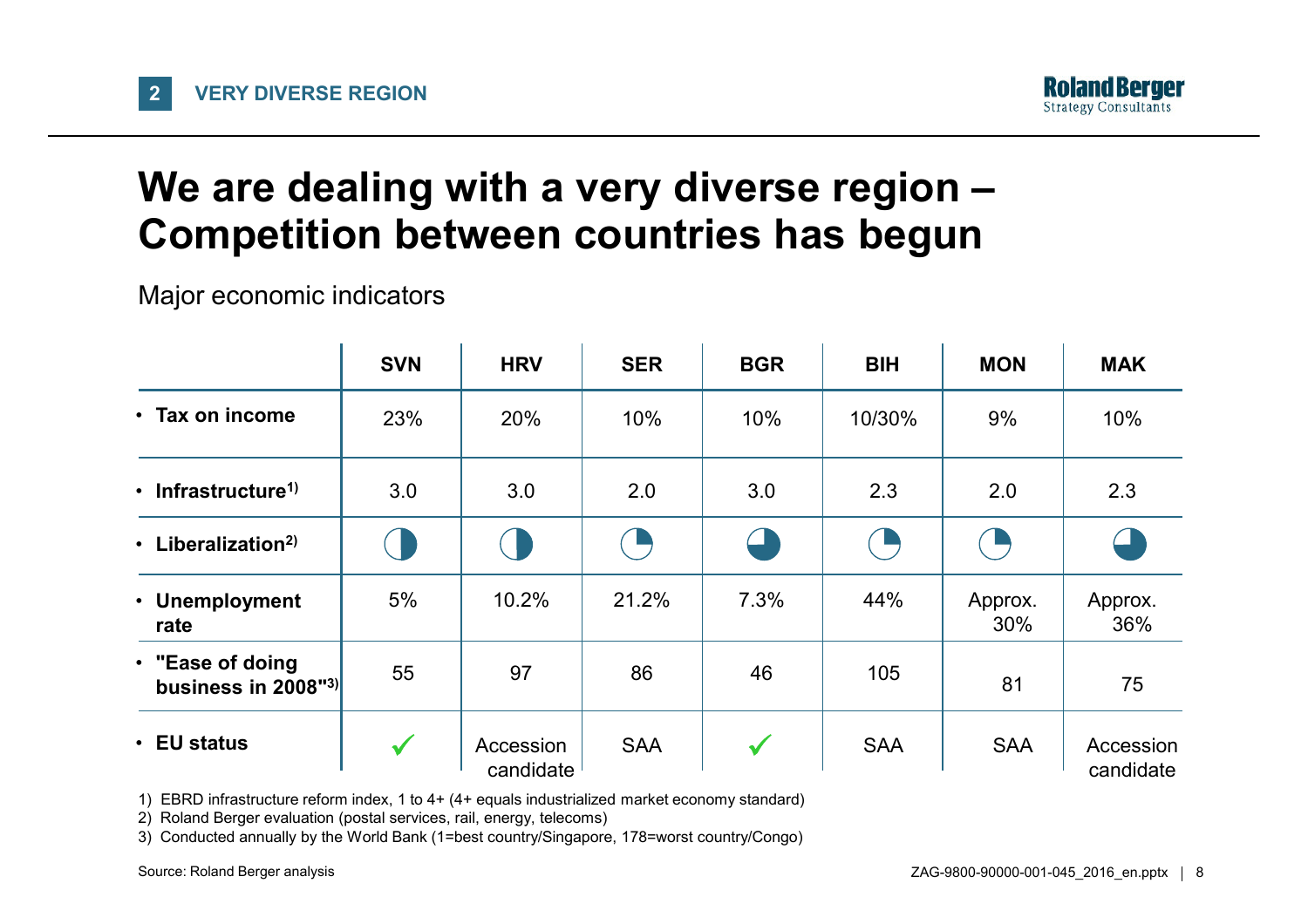# We are dealing with a very diverse region – Competition between countries has begun

Major economic indicators

| | SVN | HRV | SER | BGR | BIH | MON | MAK |
|---|---|---|---|---|---|---|---|
| • **Tax on income** | 23% | 20% | 10% | 10% | 10/30% | 9% | 10% |
| • **Infrastructure**[1] | 3.0 | 3.0 | 2.0 | 3.0 | 2.3 | 2.0 | 2.3 |
| • **Liberalization**[2] | ◑ | ◑ | ◔ | ◕ | ◔ | ◔ | ◕ |
| • **Unemployment rate** | 5% | 10.2% | 21.2% | 7.3% | 44% | Approx. 30% | Approx. 36% |
| • **"Ease of doing business in 2008"**[3] | 55 | 97 | 86 | 46 | 105 | 81 | 75 |
| • **EU status** | ✓ | Accession candidate | SAA | ✓ | SAA | SAA | Accession candidate |

1) EBRD infrastructure reform index, 1 to 4+ (4+ equals industrialized market economy standard)
2) Roland Berger evaluation (postal services, rail, energy, telecoms)
3) Conducted annually by the World Bank (1=best country/Singapore, 178=worst country/Congo)

Source: Roland Berger analysis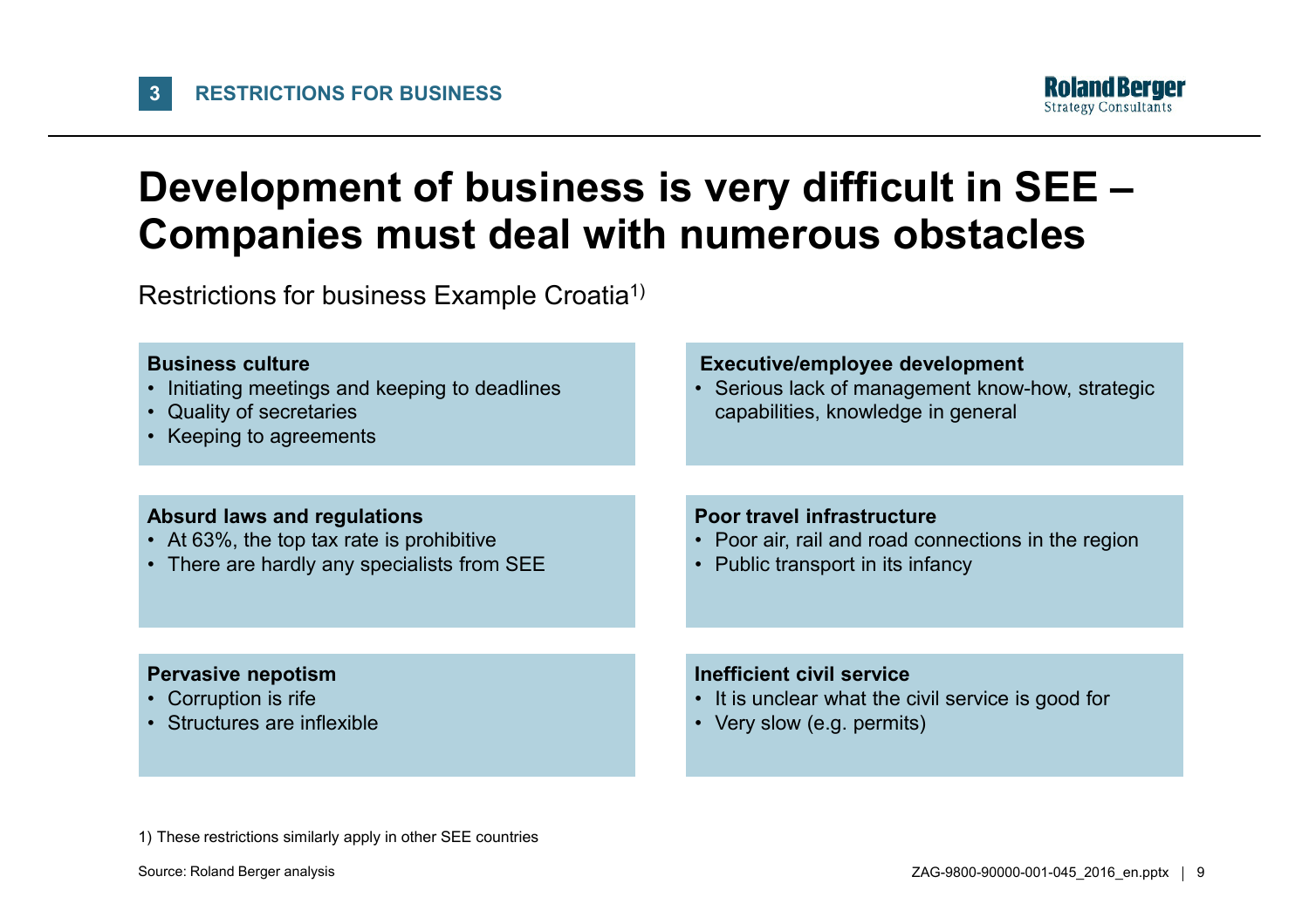# Development of business is very difficult in SEE – Companies must deal with numerous obstacles

Restrictions for business Example Croatia[1)]

**Business culture**
- Initiating meetings and keeping to deadlines
- Quality of secretaries
- Keeping to agreements

**Executive/employee development**
- Serious lack of management know-how, strategic capabilities, knowledge in general

**Absurd laws and regulations**
- At 63%, the top tax rate is prohibitive
- There are hardly any specialists from SEE

**Poor travel infrastructure**
- Poor air, rail and road connections in the region
- Public transport in its infancy

**Pervasive nepotism**
- Corruption is rife
- Structures are inflexible

**Inefficient civil service**
- It is unclear what the civil service is good for
- Very slow (e.g. permits)

1) These restrictions similarly apply in other SEE countries

Source: Roland Berger analysis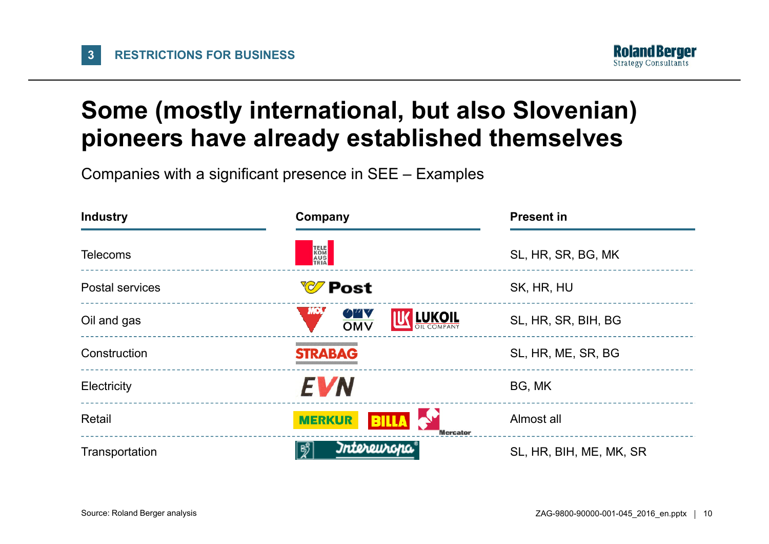# Some (mostly international, but also Slovenian) pioneers have already established themselves

Companies with a significant presence in SEE – Examples

| Industry | Company | Present in |
|---|---|---|
| Telecoms | Telekom Austria | SL, HR, SR, BG, MK |
| Postal services | Post | SK, HR, HU |
| Oil and gas | MOL, OMV, LUKOIL Oil Company | SL, HR, SR, BIH, BG |
| Construction | STRABAG | SL, HR, ME, SR, BG |
| Electricity | EVN | BG, MK |
| Retail | MERKUR, BILLA, Mercator | Almost all |
| Transportation | Intereuropa | SL, HR, BIH, ME, MK, SR |

Source: Roland Berger analysis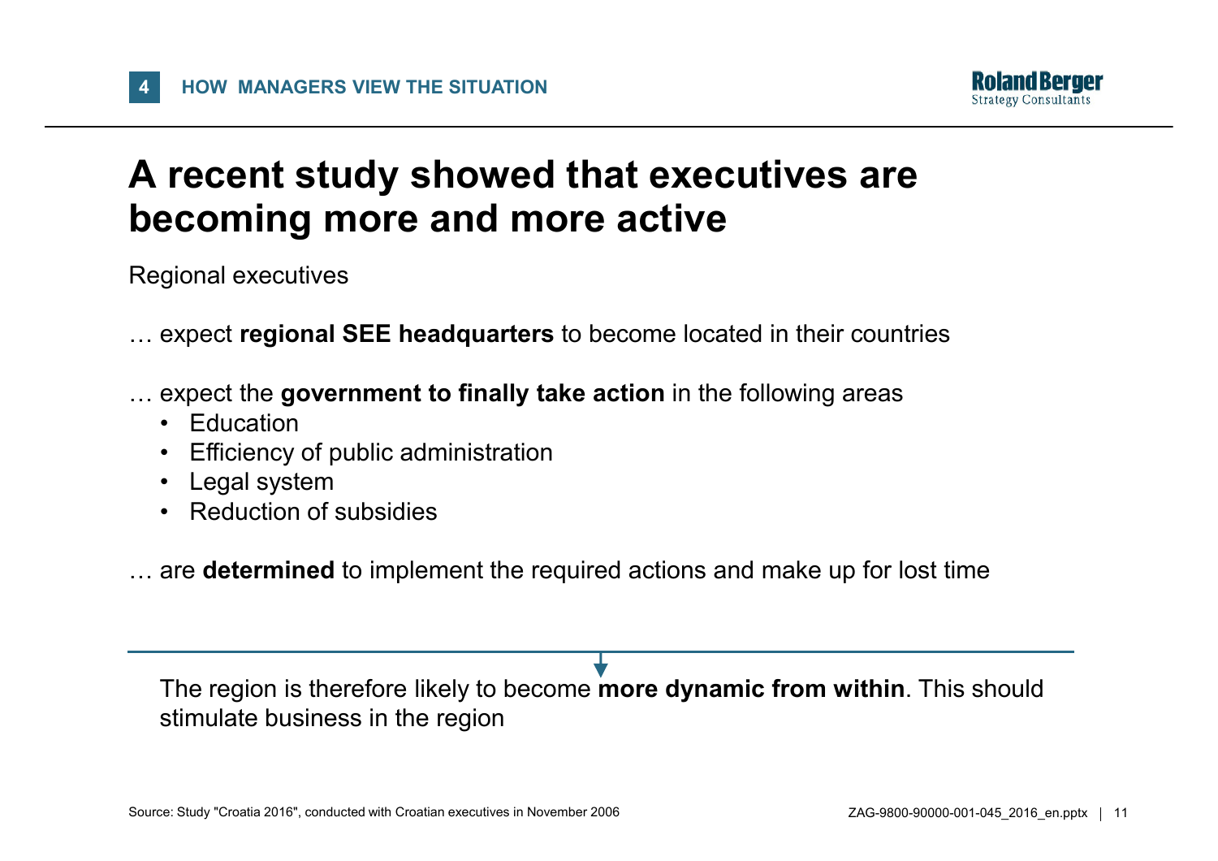# A recent study showed that executives are becoming more and more active

Regional executives

… expect **regional SEE headquarters** to become located in their countries

… expect the **government to finally take action** in the following areas

- Education
- Efficiency of public administration
- Legal system
- Reduction of subsidies

… are **determined** to implement the required actions and make up for lost time

The region is therefore likely to become **more dynamic from within**. This should stimulate business in the region

Source: Study "Croatia 2016", conducted with Croatian executives in November 2006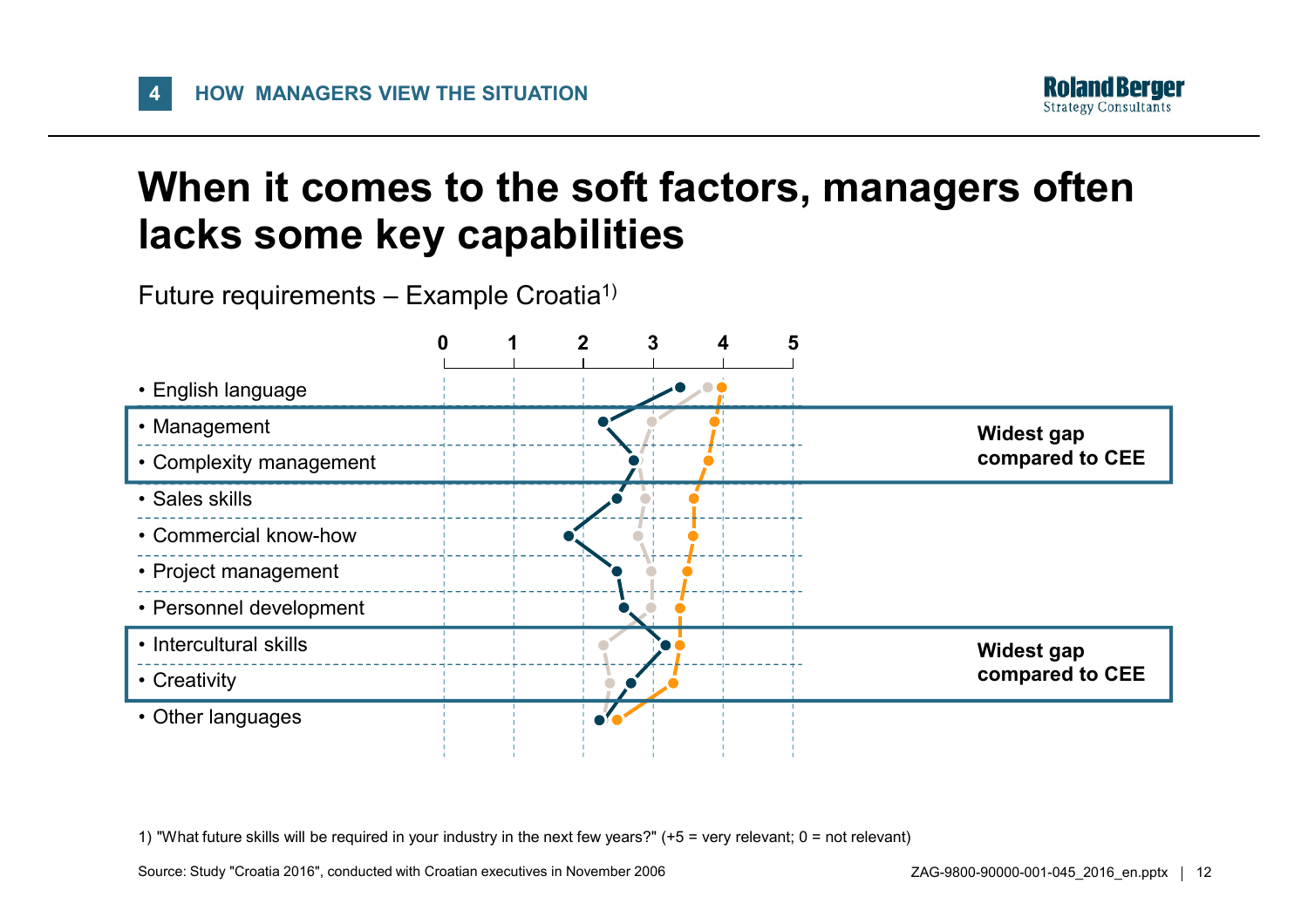4 HOW MANAGERS VIEW THE SITUATION

# When it comes to the soft factors, managers often lacks some key capabilities

Future requirements – Example Croatia[1)]

Scale: 0 1 2 3 4 5

- English language
- Management
- Complexity management
- Sales skills
- Commercial know-how
- Project management
- Personnel development
- Intercultural skills
- Creativity
- Other languages

**Widest gap compared to CEE** (Management, Complexity management)

**Widest gap compared to CEE** (Intercultural skills, Creativity)

1) "What future skills will be required in your industry in the next few years?" (+5 = very relevant; 0 = not relevant)

Source: Study "Croatia 2016", conducted with Croatian executives in November 2006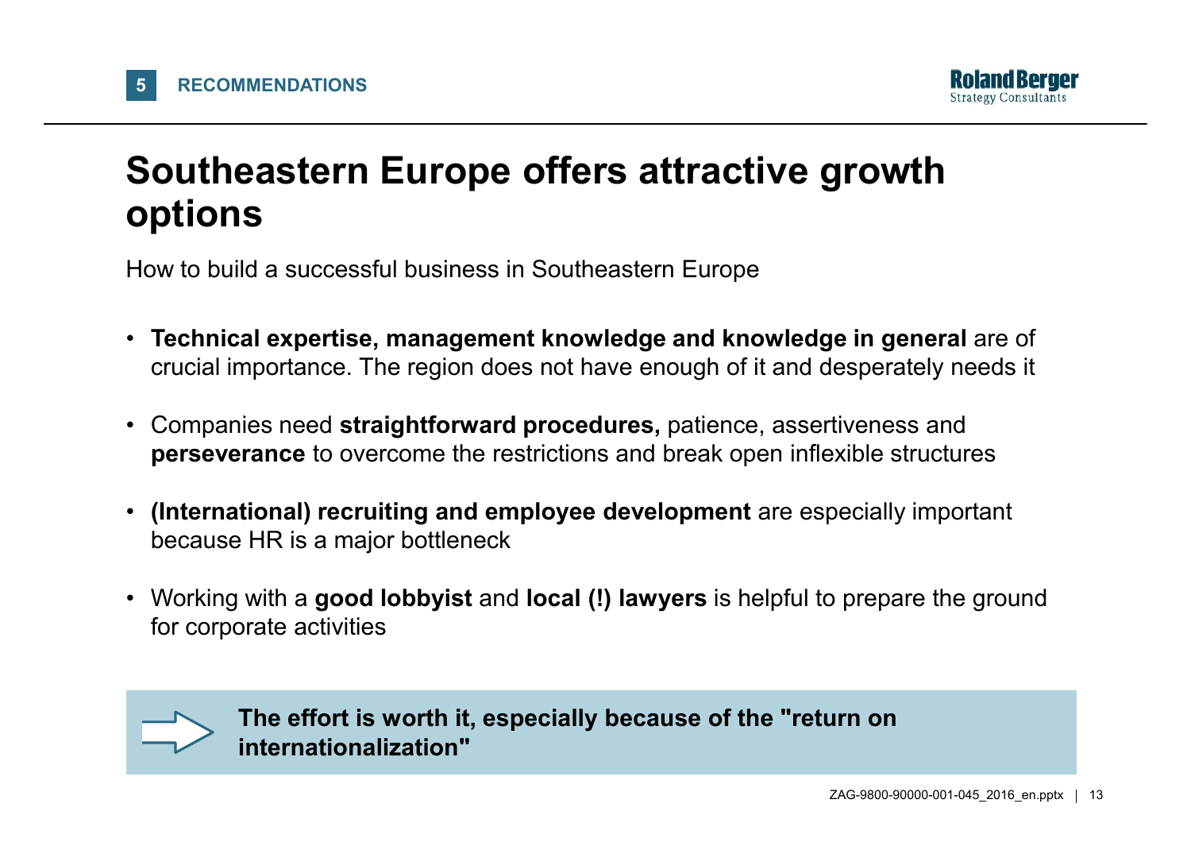5 RECOMMENDATIONS

# Southeastern Europe offers attractive growth options

How to build a successful business in Southeastern Europe

- **Technical expertise, management knowledge and knowledge in general** are of crucial importance. The region does not have enough of it and desperately needs it
- Companies need **straightforward procedures,** patience, assertiveness and **perseverance** to overcome the restrictions and break open inflexible structures
- **(International) recruiting and employee development** are especially important because HR is a major bottleneck
- Working with a **good lobbyist** and **local (!) lawyers** is helpful to prepare the ground for corporate activities

→ **The effort is worth it, especially because of the "return on internationalization"**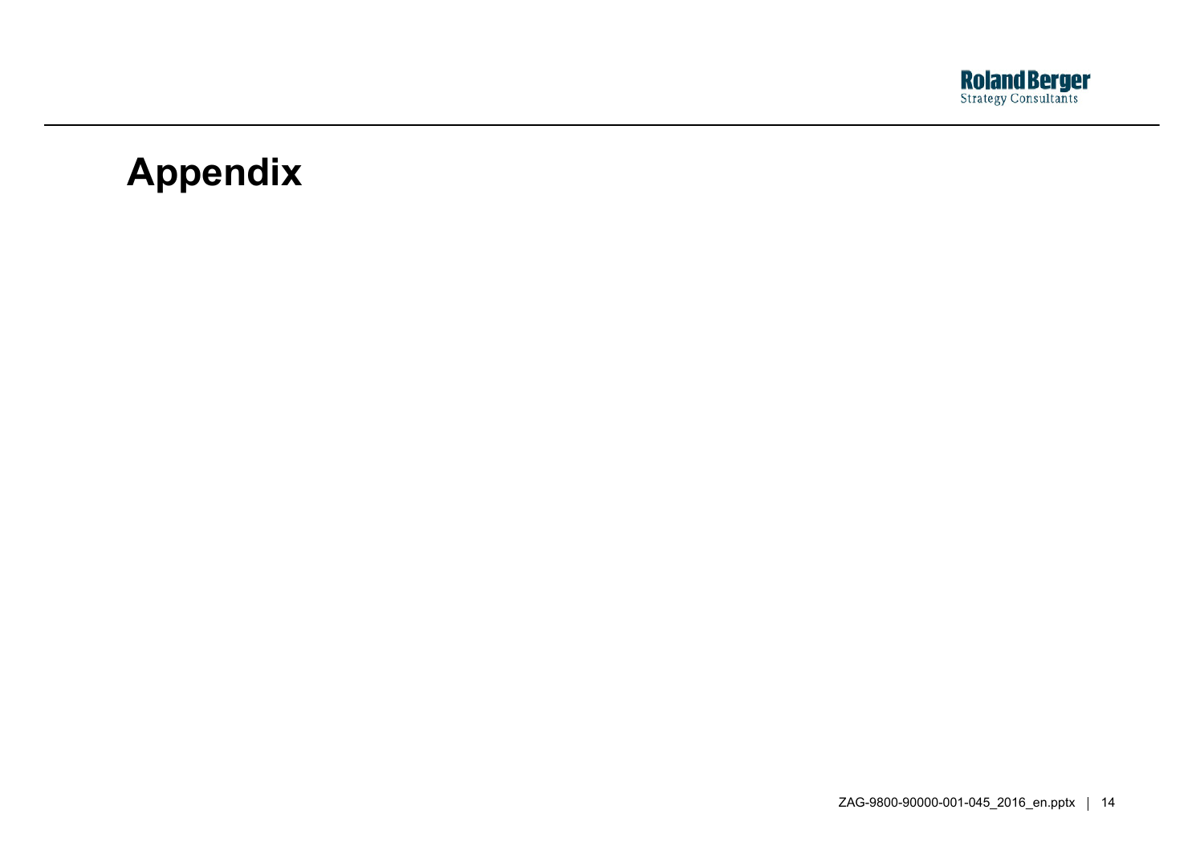# Appendix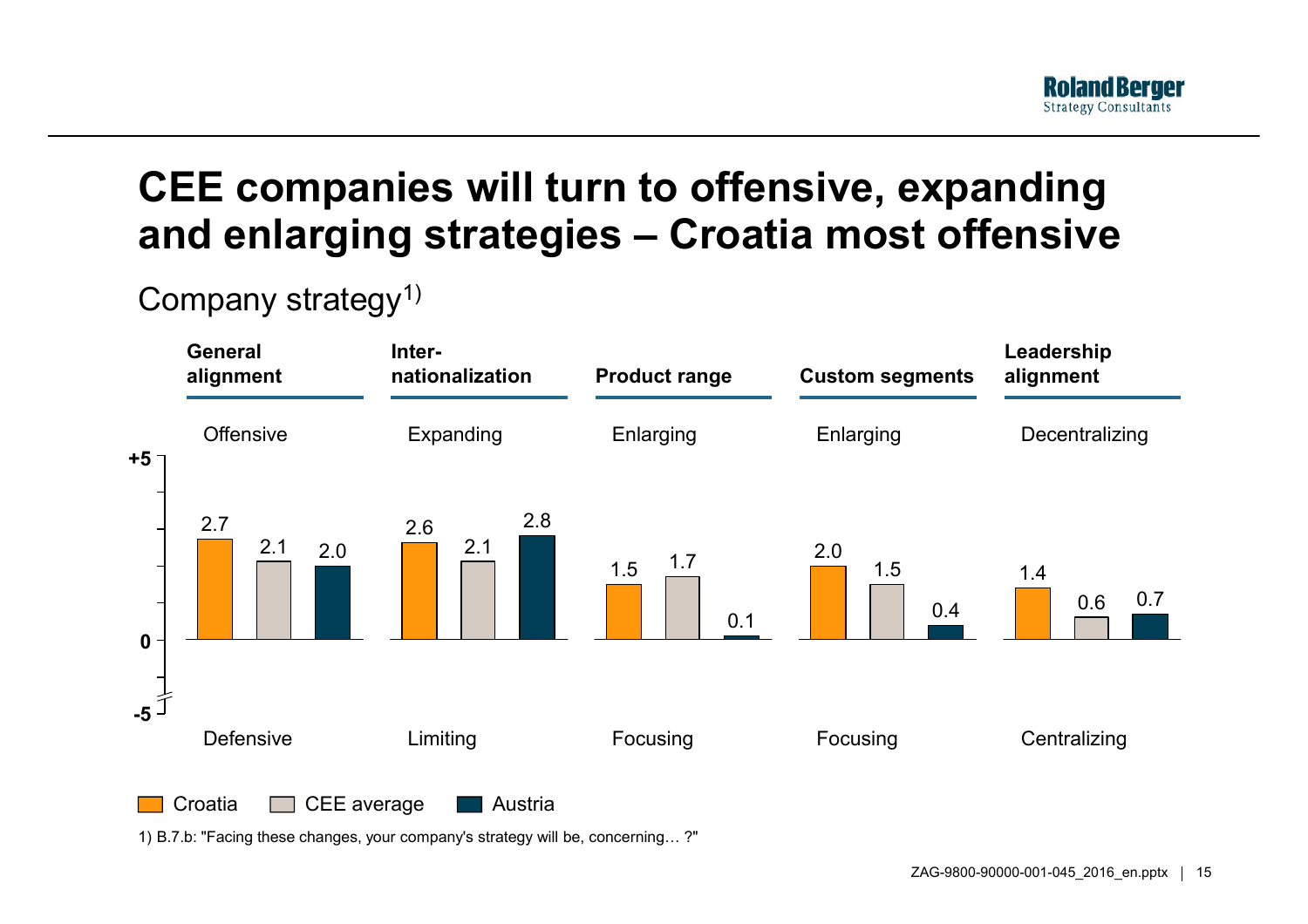# CEE companies will turn to offensive, expanding and enlarging strategies – Croatia most offensive

## Company strategy[1)]

Scale: +5 to -5

| | General alignment | Inter-nationalization | Product range | Custom segments | Leadership alignment |
|---|---|---|---|---|---|
| Positive pole (+5) | Offensive | Expanding | Enlarging | Enlarging | Decentralizing |
| Croatia | 2.7 | 2.6 | 1.5 | 2.0 | 1.4 |
| CEE average | 2.1 | 2.1 | 1.7 | 1.5 | 0.6 |
| Austria | 2.0 | 2.8 | 0.1 | 0.4 | 0.7 |
| Negative pole (-5) | Defensive | Limiting | Focusing | Focusing | Centralizing |

1) B.7.b: "Facing these changes, your company's strategy will be, concerning… ?"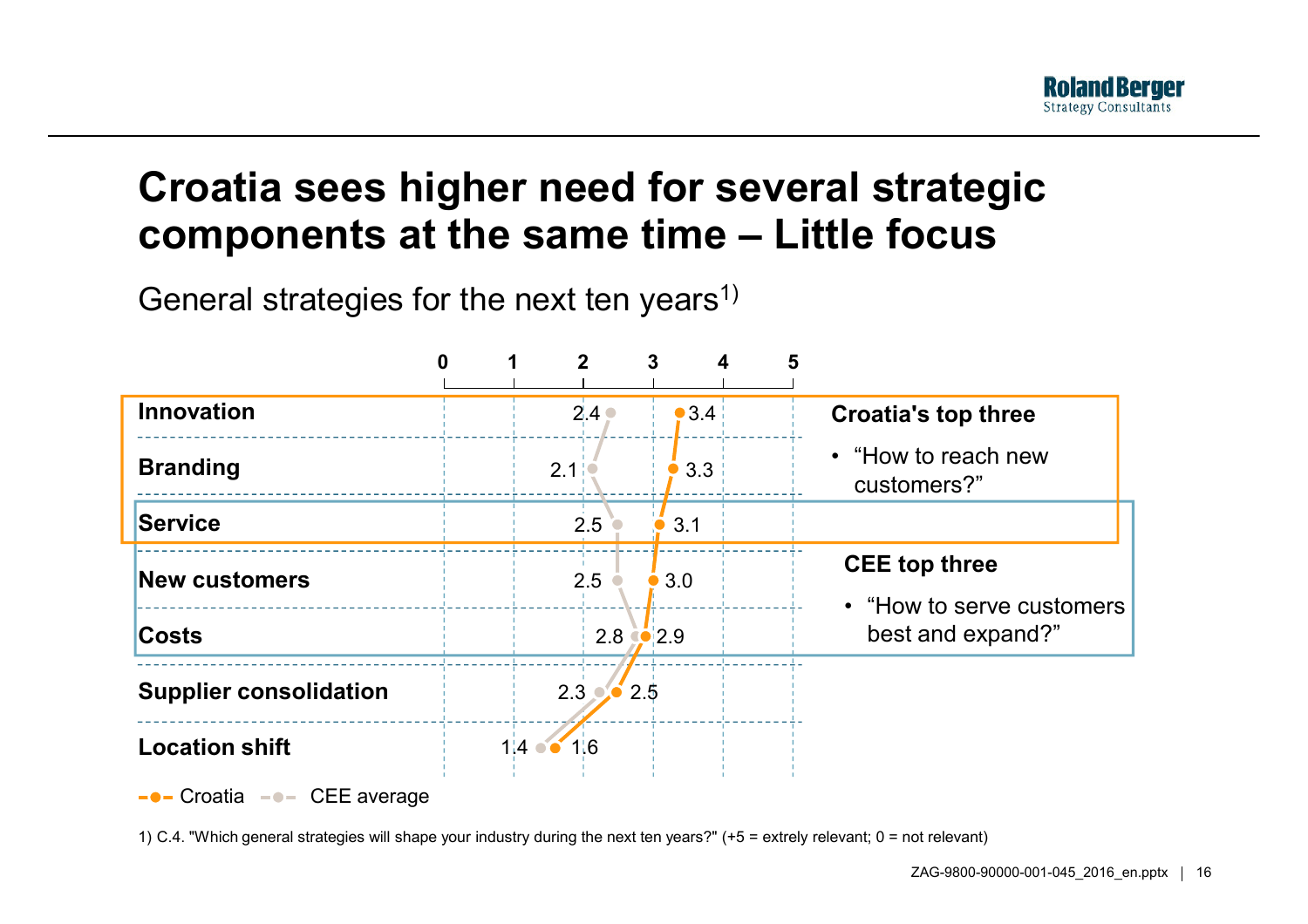# Croatia sees higher need for several strategic components at the same time – Little focus

General strategies for the next ten years[1)]

| Strategy | Croatia | CEE average |
|---|---|---|
| Innovation | 3.4 | 2.4 |
| Branding | 3.3 | 2.1 |
| Service | 3.1 | 2.5 |
| New customers | 3.0 | 2.5 |
| Costs | 2.9 | 2.8 |
| Supplier consolidation | 2.5 | 2.3 |
| Location shift | 1.6 | 1.4 |

Scale: 0 – 5

**Croatia's top three**

- "How to reach new customers?"

**CEE top three**

- "How to serve customers best and expand?"

1) C.4. "Which general strategies will shape your industry during the next ten years?" (+5 = extrely relevant; 0 = not relevant)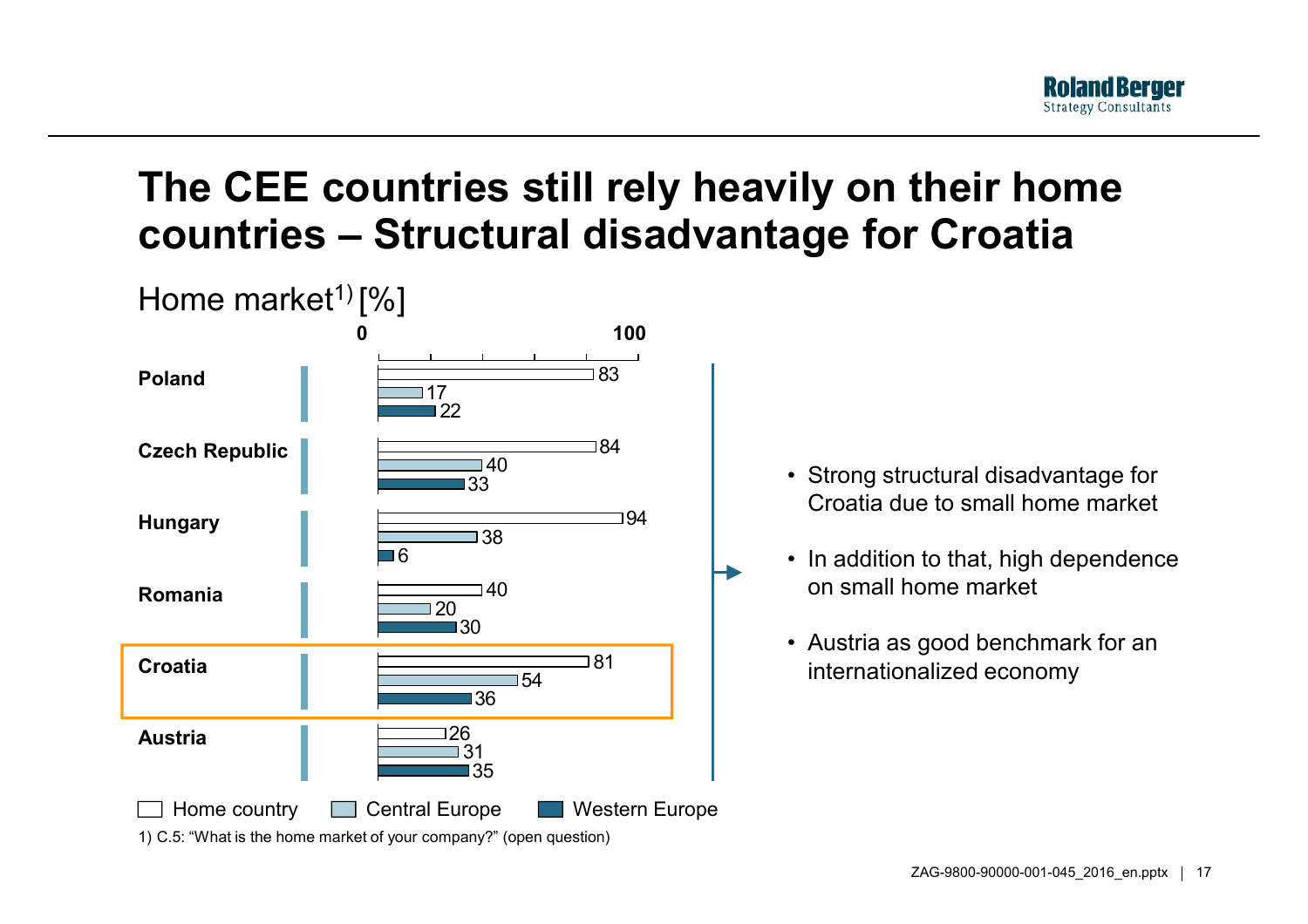# The CEE countries still rely heavily on their home countries – Structural disadvantage for Croatia

Home market[1] [%]

| Country | Home country | Central Europe | Western Europe |
| --- | --- | --- | --- |
| Poland | 83 | 17 | 22 |
| Czech Republic | 84 | 40 | 33 |
| Hungary | 94 | 38 | 6 |
| Romania | 40 | 20 | 30 |
| **Croatia** | 81 | 54 | 36 |
| Austria | 26 | 31 | 35 |

- Strong structural disadvantage for Croatia due to small home market
- In addition to that, high dependence on small home market
- Austria as good benchmark for an internationalized economy

1) C.5: "What is the home market of your company?" (open question)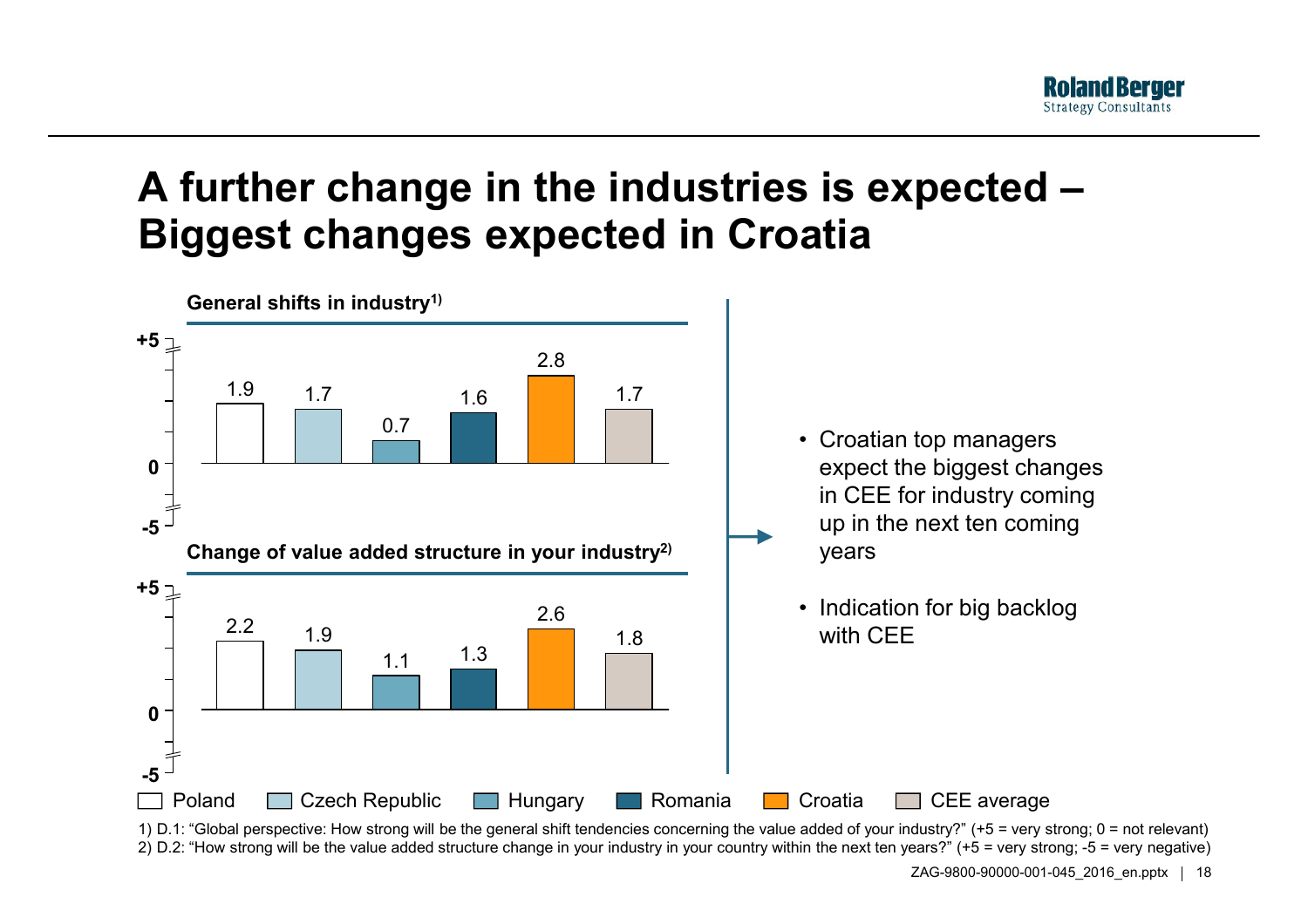# A further change in the industries is expected – Biggest changes expected in Croatia

**General shifts in industry[1)]**

| | Poland | Czech Republic | Hungary | Romania | Croatia | CEE average |
|---|---|---|---|---|---|---|
| General shifts in industry[1)] | 1.9 | 1.7 | 0.7 | 1.6 | 2.8 | 1.7 |

**Change of value added structure in your industry[2)]**

| | Poland | Czech Republic | Hungary | Romania | Croatia | CEE average |
|---|---|---|---|---|---|---|
| Change of value added structure in your industry[2)] | 2.2 | 1.9 | 1.1 | 1.3 | 2.6 | 1.8 |

- Croatian top managers expect the biggest changes in CEE for industry coming up in the next ten coming years
- Indication for big backlog with CEE

1) D.1: "Global perspective: How strong will be the general shift tendencies concerning the value added of your industry?" (+5 = very strong; 0 = not relevant)
2) D.2: "How strong will be the value added structure change in your industry in your country within the next ten years?" (+5 = very strong; -5 = very negative)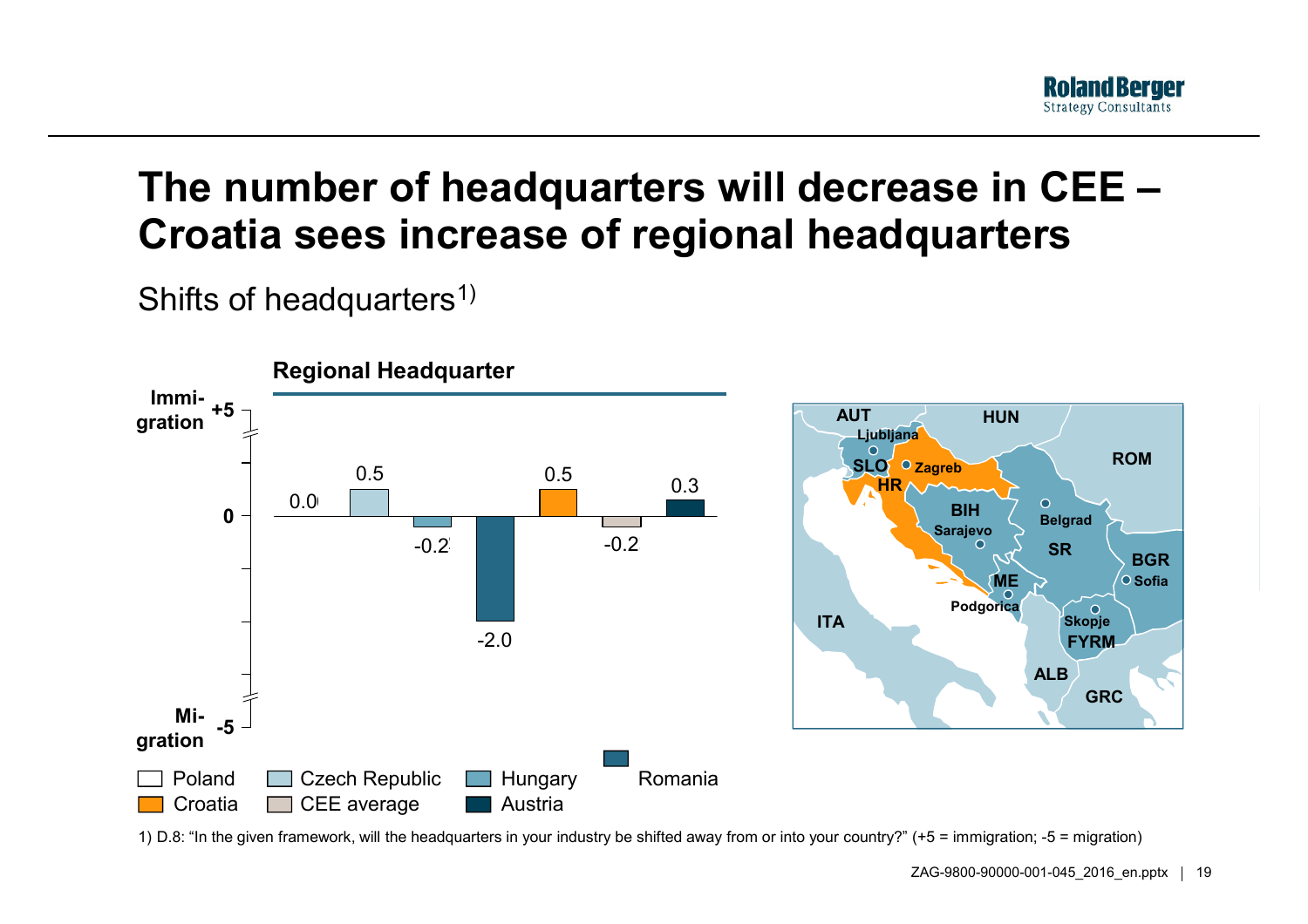# The number of headquarters will decrease in CEE – Croatia sees increase of regional headquarters

Shifts of headquarters[1)]

**Regional Headquarter**

| Country | Value |
|---|---|
| Poland | 0.0 |
| Czech Republic | 0.5 |
| Hungary | -0.2 |
| Romania | -2.0 |
| Croatia | 0.5 |
| CEE average | -0.2 |
| Austria | 0.3 |

Scale: +5 = Immigration; -5 = Migration

Map: AUT, HUN, ROM, SLO (Ljubljana), HR (Zagreb), BIH (Sarajevo), SR (Belgrad), BGR (Sofia), ME (Podgorica), FYRM (Skopje), ALB, GRC, ITA

1) D.8: "In the given framework, will the headquarters in your industry be shifted away from or into your country?" (+5 = immigration; -5 = migration)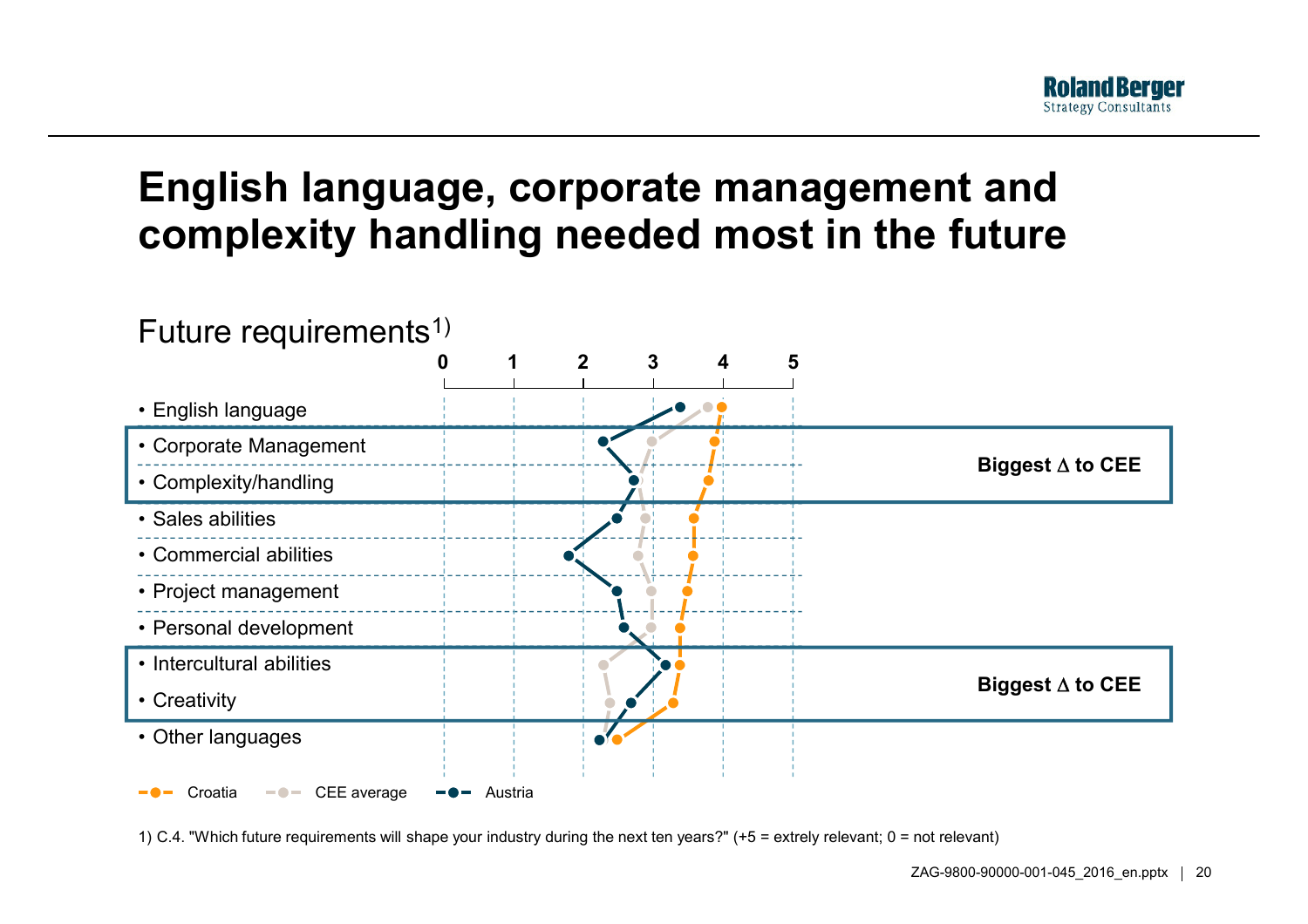# English language, corporate management and complexity handling needed most in the future

## Future requirements[1)]

Scale: 0 1 2 3 4 5

- English language
- Corporate Management
- Complexity/handling
- Sales abilities
- Commercial abilities
- Project management
- Personal development
- Intercultural abilities
- Creativity
- Other languages

**Biggest Δ to CEE** (Corporate Management, Complexity/handling)

**Biggest Δ to CEE** (Intercultural abilities, Creativity)

Croatia | CEE average | Austria

1) C.4. "Which future requirements will shape your industry during the next ten years?" (+5 = extrely relevant; 0 = not relevant)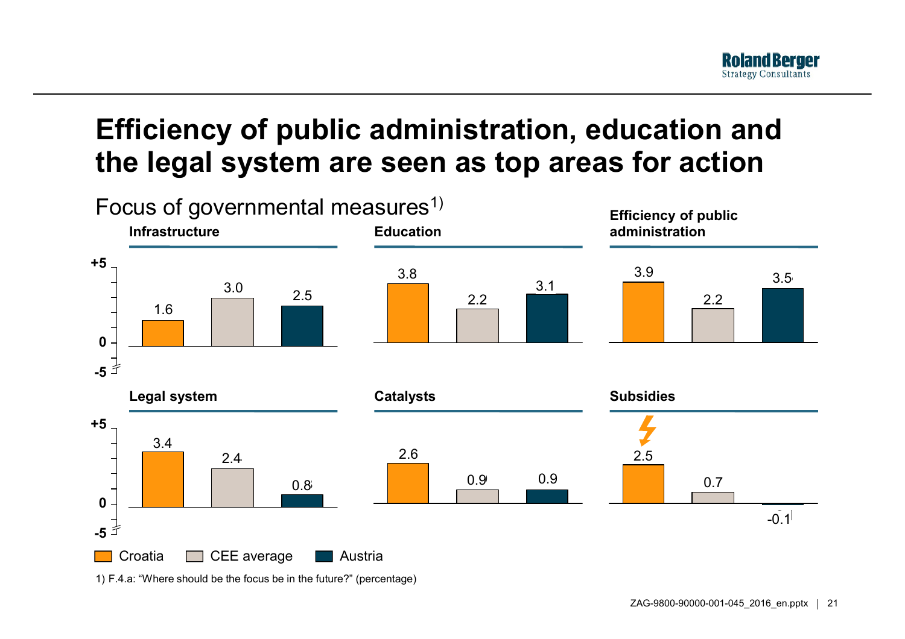# Efficiency of public administration, education and the legal system are seen as top areas for action

Focus of governmental measures[1)]

| | Croatia | CEE average | Austria |
|---|---|---|---|
| Infrastructure | 1.6 | 3.0 | 2.5 |
| Education | 3.8 | 2.2 | 3.1 |
| Efficiency of public administration | 3.9 | 2.2 | 3.5 |
| Legal system | 3.4 | 2.4 | 0.8 |
| Catalysts | 2.6 | 0.9 | 0.9 |
| Subsidies | 2.5 | 0.7 | -0.1 |

Scale: -5 to +5

1) F.4.a: "Where should the focus be in the future?" (percentage)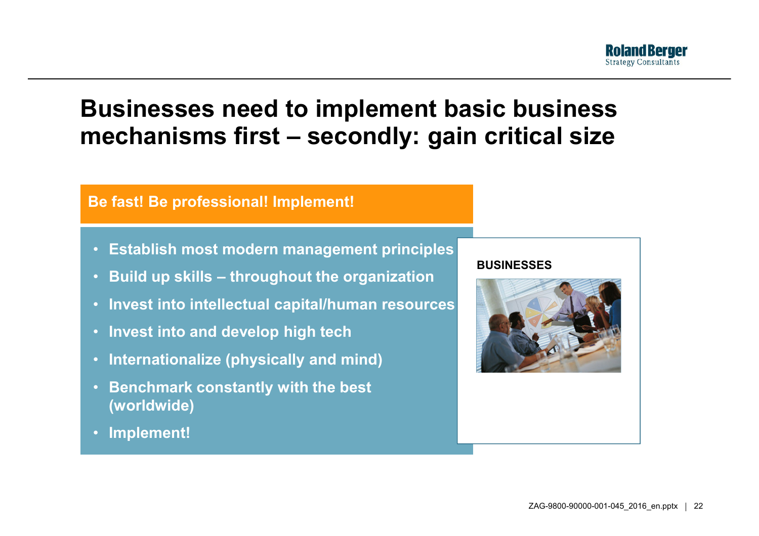# Businesses need to implement basic business mechanisms first – secondly: gain critical size

**Be fast! Be professional! Implement!**

- **Establish most modern management principles**
- **Build up skills – throughout the organization**
- **Invest into intellectual capital/human resources**
- **Invest into and develop high tech**
- **Internationalize (physically and mind)**
- **Benchmark constantly with the best (worldwide)**
- **Implement!**

**BUSINESSES**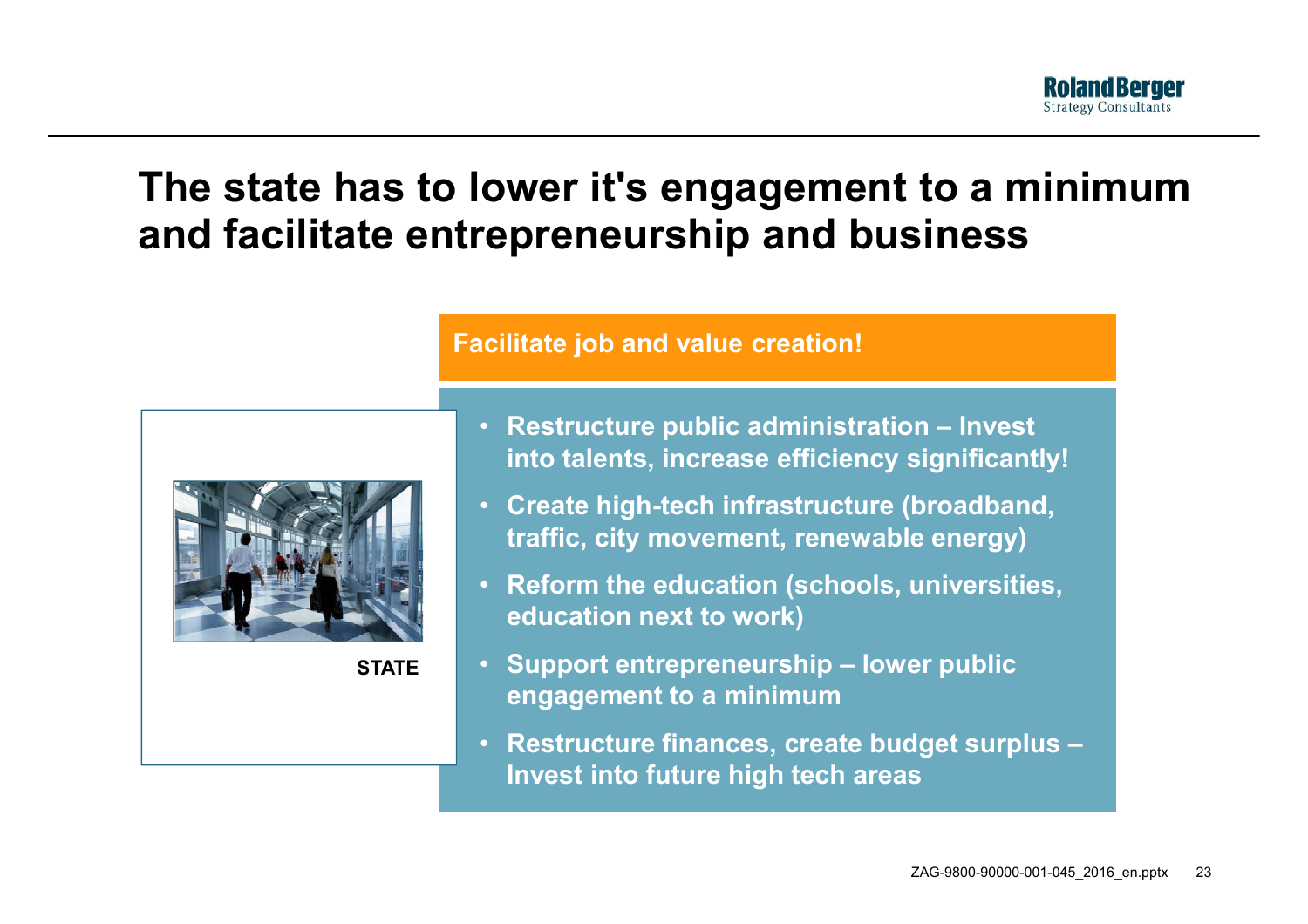# The state has to lower it's engagement to a minimum and facilitate entrepreneurship and business

**Facilitate job and value creation!**

STATE

- **Restructure public administration – Invest into talents, increase efficiency significantly!**
- **Create high-tech infrastructure (broadband, traffic, city movement, renewable energy)**
- **Reform the education (schools, universities, education next to work)**
- **Support entrepreneurship – lower public engagement to a minimum**
- **Restructure finances, create budget surplus – Invest into future high tech areas**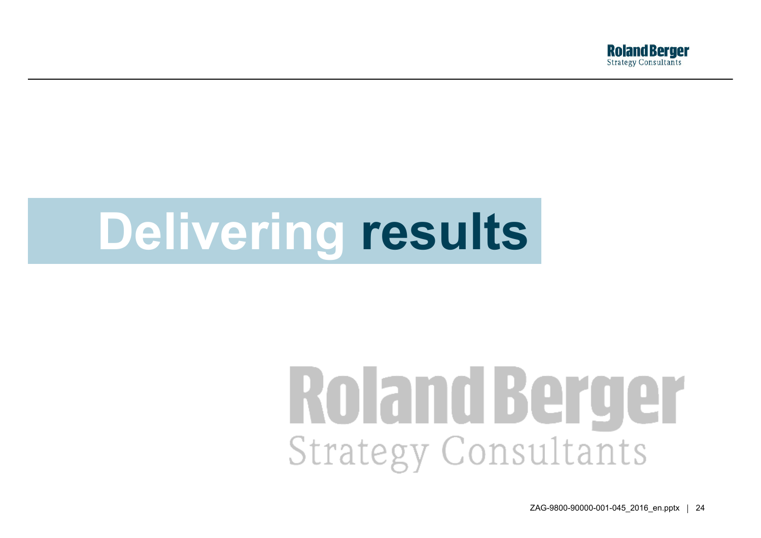# Delivering results

Roland Berger
Strategy Consultants